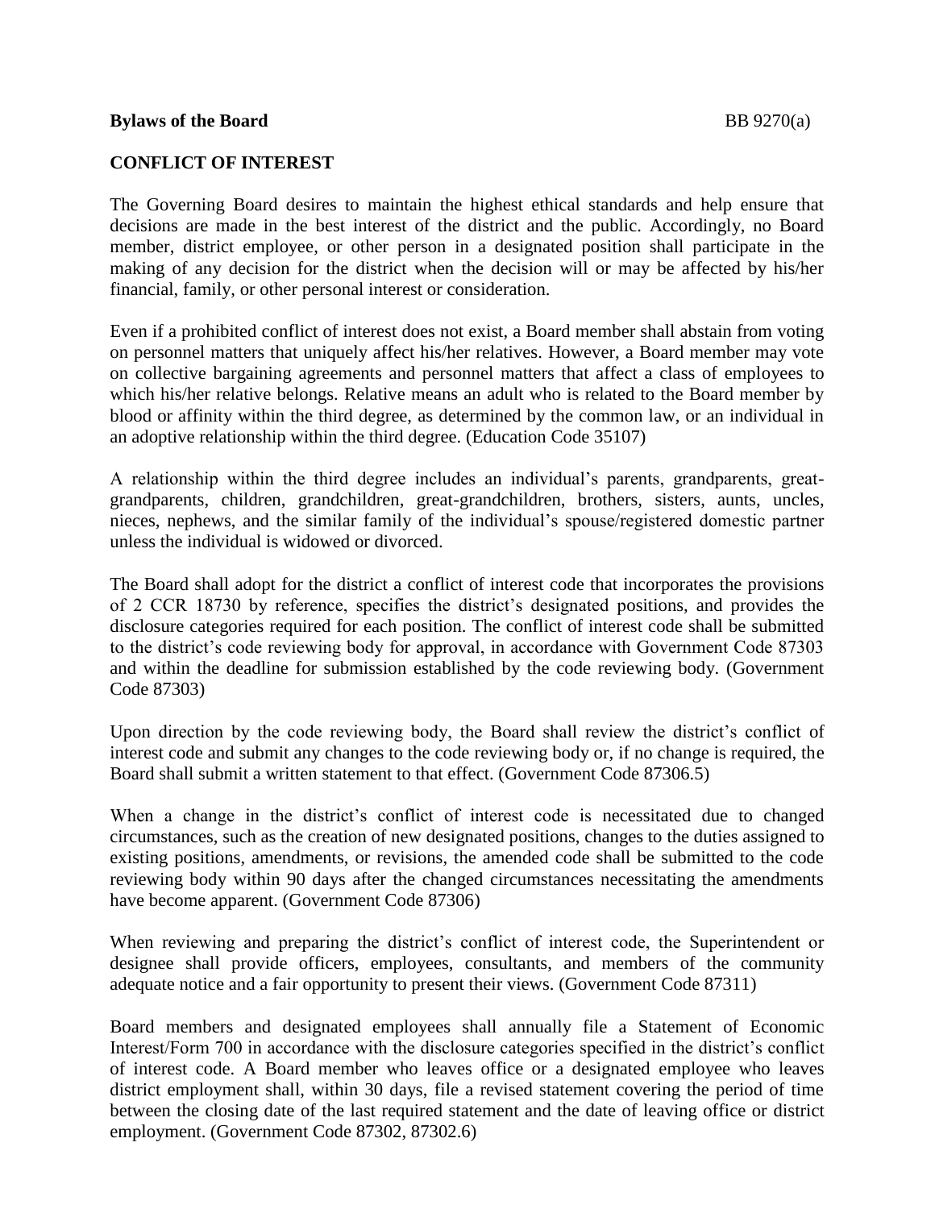**Bylaws of the Board** BB 9270(a)

**CONFLICT OF INTEREST**

The Governing Board desires to maintain the highest ethical standards and help ensure that decisions are made in the best interest of the district and the public. Accordingly, no Board member, district employee, or other person in a designated position shall participate in the making of any decision for the district when the decision will or may be affected by his/her financial, family, or other personal interest or consideration.

Even if a prohibited conflict of interest does not exist, a Board member shall abstain from voting on personnel matters that uniquely affect his/her relatives. However, a Board member may vote on collective bargaining agreements and personnel matters that affect a class of employees to which his/her relative belongs. Relative means an adult who is related to the Board member by blood or affinity within the third degree, as determined by the common law, or an individual in an adoptive relationship within the third degree. (Education Code 35107)

A relationship within the third degree includes an individual's parents, grandparents, great-grandparents, children, grandchildren, great-grandchildren, brothers, sisters, aunts, uncles, nieces, nephews, and the similar family of the individual's spouse/registered domestic partner unless the individual is widowed or divorced.

The Board shall adopt for the district a conflict of interest code that incorporates the provisions of 2 CCR 18730 by reference, specifies the district's designated positions, and provides the disclosure categories required for each position. The conflict of interest code shall be submitted to the district's code reviewing body for approval, in accordance with Government Code 87303 and within the deadline for submission established by the code reviewing body. (Government Code 87303)

Upon direction by the code reviewing body, the Board shall review the district's conflict of interest code and submit any changes to the code reviewing body or, if no change is required, the Board shall submit a written statement to that effect. (Government Code 87306.5)

When a change in the district's conflict of interest code is necessitated due to changed circumstances, such as the creation of new designated positions, changes to the duties assigned to existing positions, amendments, or revisions, the amended code shall be submitted to the code reviewing body within 90 days after the changed circumstances necessitating the amendments have become apparent. (Government Code 87306)

When reviewing and preparing the district's conflict of interest code, the Superintendent or designee shall provide officers, employees, consultants, and members of the community adequate notice and a fair opportunity to present their views. (Government Code 87311)

Board members and designated employees shall annually file a Statement of Economic Interest/Form 700 in accordance with the disclosure categories specified in the district's conflict of interest code. A Board member who leaves office or a designated employee who leaves district employment shall, within 30 days, file a revised statement covering the period of time between the closing date of the last required statement and the date of leaving office or district employment. (Government Code 87302, 87302.6)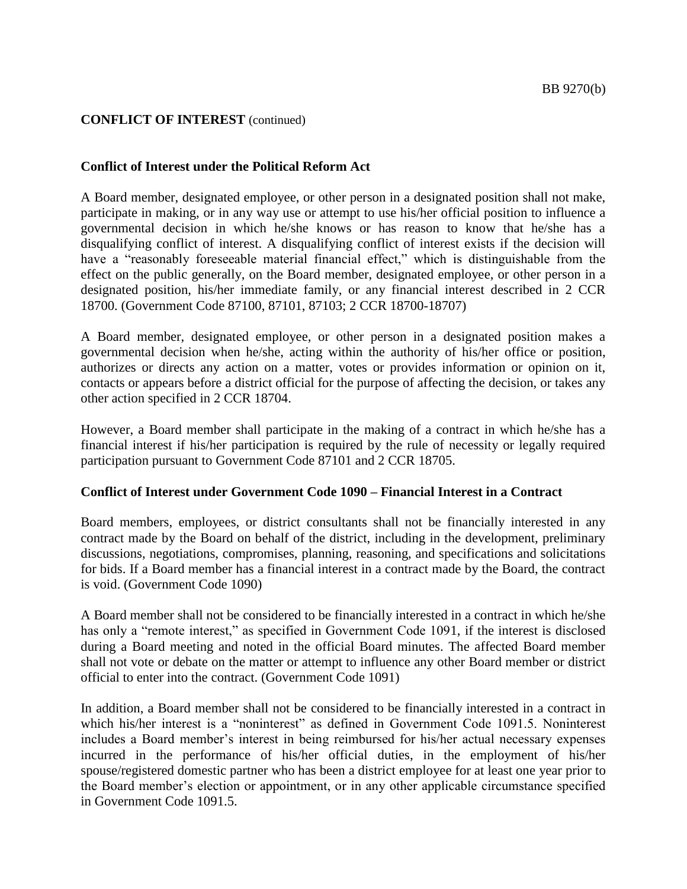**CONFLICT OF INTEREST** (continued)

**Conflict of Interest under the Political Reform Act**

A Board member, designated employee, or other person in a designated position shall not make, participate in making, or in any way use or attempt to use his/her official position to influence a governmental decision in which he/she knows or has reason to know that he/she has a disqualifying conflict of interest. A disqualifying conflict of interest exists if the decision will have a "reasonably foreseeable material financial effect," which is distinguishable from the effect on the public generally, on the Board member, designated employee, or other person in a designated position, his/her immediate family, or any financial interest described in 2 CCR 18700. (Government Code 87100, 87101, 87103; 2 CCR 18700-18707)

A Board member, designated employee, or other person in a designated position makes a governmental decision when he/she, acting within the authority of his/her office or position, authorizes or directs any action on a matter, votes or provides information or opinion on it, contacts or appears before a district official for the purpose of affecting the decision, or takes any other action specified in 2 CCR 18704.

However, a Board member shall participate in the making of a contract in which he/she has a financial interest if his/her participation is required by the rule of necessity or legally required participation pursuant to Government Code 87101 and 2 CCR 18705.

**Conflict of Interest under Government Code 1090 – Financial Interest in a Contract**

Board members, employees, or district consultants shall not be financially interested in any contract made by the Board on behalf of the district, including in the development, preliminary discussions, negotiations, compromises, planning, reasoning, and specifications and solicitations for bids. If a Board member has a financial interest in a contract made by the Board, the contract is void. (Government Code 1090)

A Board member shall not be considered to be financially interested in a contract in which he/she has only a "remote interest," as specified in Government Code 1091, if the interest is disclosed during a Board meeting and noted in the official Board minutes. The affected Board member shall not vote or debate on the matter or attempt to influence any other Board member or district official to enter into the contract. (Government Code 1091)

In addition, a Board member shall not be considered to be financially interested in a contract in which his/her interest is a "noninterest" as defined in Government Code 1091.5. Noninterest includes a Board member's interest in being reimbursed for his/her actual necessary expenses incurred in the performance of his/her official duties, in the employment of his/her spouse/registered domestic partner who has been a district employee for at least one year prior to the Board member's election or appointment, or in any other applicable circumstance specified in Government Code 1091.5.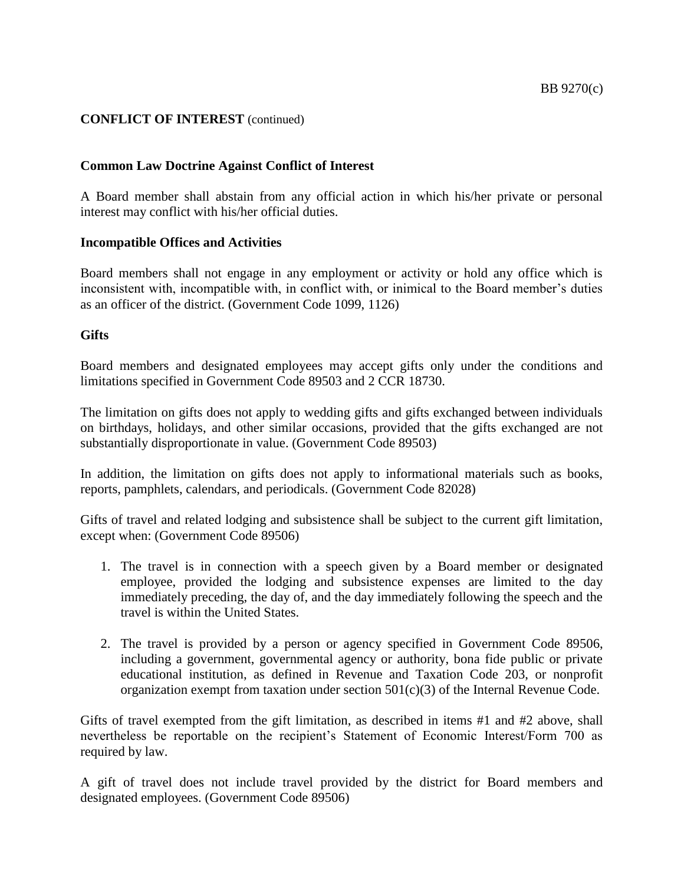**CONFLICT OF INTEREST** (continued)

### Common Law Doctrine Against Conflict of Interest

A Board member shall abstain from any official action in which his/her private or personal interest may conflict with his/her official duties.

### Incompatible Offices and Activities

Board members shall not engage in any employment or activity or hold any office which is inconsistent with, incompatible with, in conflict with, or inimical to the Board member's duties as an officer of the district. (Government Code 1099, 1126)

### Gifts

Board members and designated employees may accept gifts only under the conditions and limitations specified in Government Code 89503 and 2 CCR 18730.

The limitation on gifts does not apply to wedding gifts and gifts exchanged between individuals on birthdays, holidays, and other similar occasions, provided that the gifts exchanged are not substantially disproportionate in value. (Government Code 89503)

In addition, the limitation on gifts does not apply to informational materials such as books, reports, pamphlets, calendars, and periodicals. (Government Code 82028)

Gifts of travel and related lodging and subsistence shall be subject to the current gift limitation, except when: (Government Code 89506)

1. The travel is in connection with a speech given by a Board member or designated employee, provided the lodging and subsistence expenses are limited to the day immediately preceding, the day of, and the day immediately following the speech and the travel is within the United States.

2. The travel is provided by a person or agency specified in Government Code 89506, including a government, governmental agency or authority, bona fide public or private educational institution, as defined in Revenue and Taxation Code 203, or nonprofit organization exempt from taxation under section 501(c)(3) of the Internal Revenue Code.

Gifts of travel exempted from the gift limitation, as described in items #1 and #2 above, shall nevertheless be reportable on the recipient's Statement of Economic Interest/Form 700 as required by law.

A gift of travel does not include travel provided by the district for Board members and designated employees. (Government Code 89506)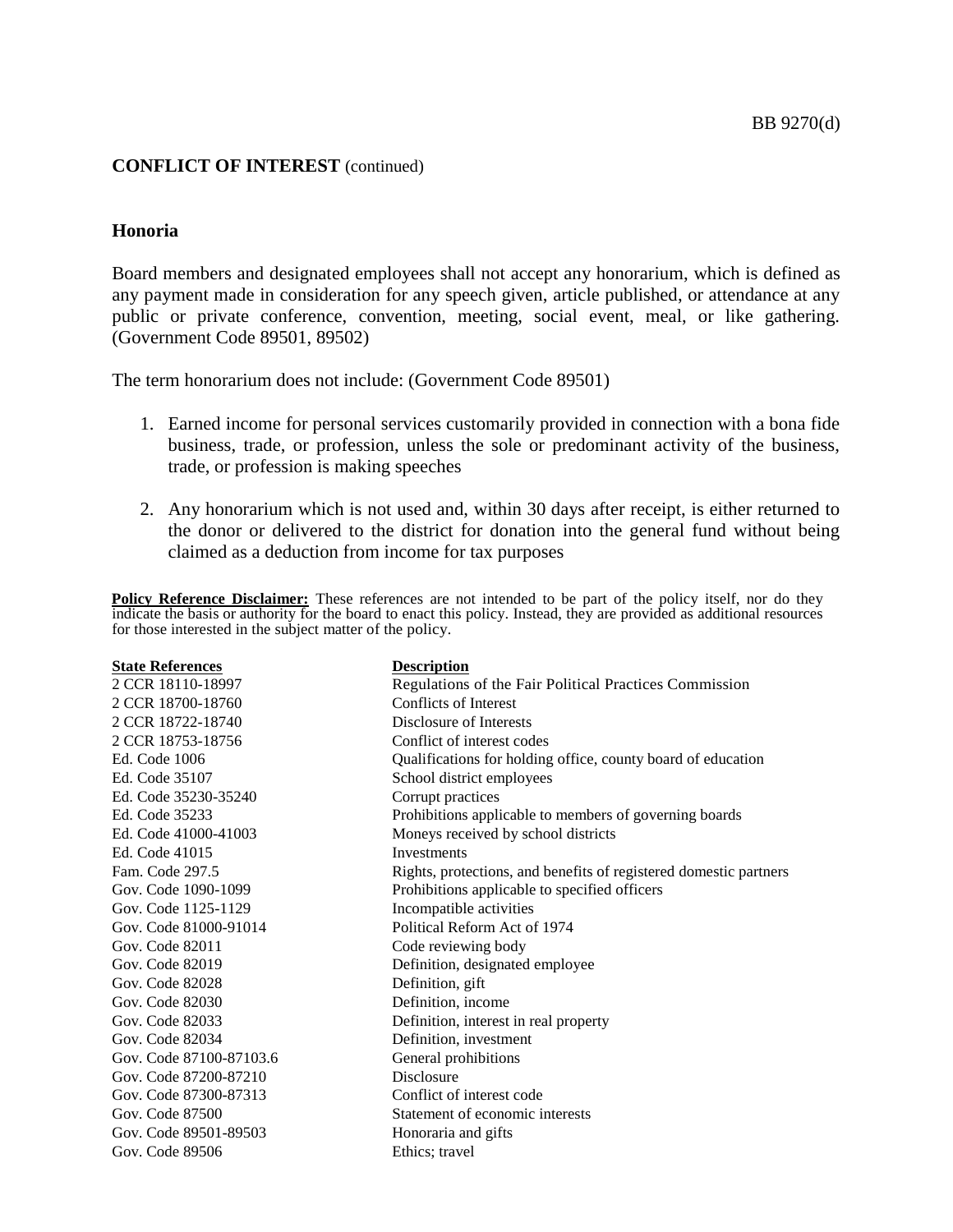**CONFLICT OF INTEREST** (continued)

## Honoria

Board members and designated employees shall not accept any honorarium, which is defined as any payment made in consideration for any speech given, article published, or attendance at any public or private conference, convention, meeting, social event, meal, or like gathering. (Government Code 89501, 89502)

The term honorarium does not include: (Government Code 89501)

1. Earned income for personal services customarily provided in connection with a bona fide business, trade, or profession, unless the sole or predominant activity of the business, trade, or profession is making speeches
2. Any honorarium which is not used and, within 30 days after receipt, is either returned to the donor or delivered to the district for donation into the general fund without being claimed as a deduction from income for tax purposes

**Policy Reference Disclaimer:** These references are not intended to be part of the policy itself, nor do they indicate the basis or authority for the board to enact this policy. Instead, they are provided as additional resources for those interested in the subject matter of the policy.

| State References | Description |
|---|---|
| 2 CCR 18110-18997 | Regulations of the Fair Political Practices Commission |
| 2 CCR 18700-18760 | Conflicts of Interest |
| 2 CCR 18722-18740 | Disclosure of Interests |
| 2 CCR 18753-18756 | Conflict of interest codes |
| Ed. Code 1006 | Qualifications for holding office, county board of education |
| Ed. Code 35107 | School district employees |
| Ed. Code 35230-35240 | Corrupt practices |
| Ed. Code 35233 | Prohibitions applicable to members of governing boards |
| Ed. Code 41000-41003 | Moneys received by school districts |
| Ed. Code 41015 | Investments |
| Fam. Code 297.5 | Rights, protections, and benefits of registered domestic partners |
| Gov. Code 1090-1099 | Prohibitions applicable to specified officers |
| Gov. Code 1125-1129 | Incompatible activities |
| Gov. Code 81000-91014 | Political Reform Act of 1974 |
| Gov. Code 82011 | Code reviewing body |
| Gov. Code 82019 | Definition, designated employee |
| Gov. Code 82028 | Definition, gift |
| Gov. Code 82030 | Definition, income |
| Gov. Code 82033 | Definition, interest in real property |
| Gov. Code 82034 | Definition, investment |
| Gov. Code 87100-87103.6 | General prohibitions |
| Gov. Code 87200-87210 | Disclosure |
| Gov. Code 87300-87313 | Conflict of interest code |
| Gov. Code 87500 | Statement of economic interests |
| Gov. Code 89501-89503 | Honoraria and gifts |
| Gov. Code 89506 | Ethics; travel |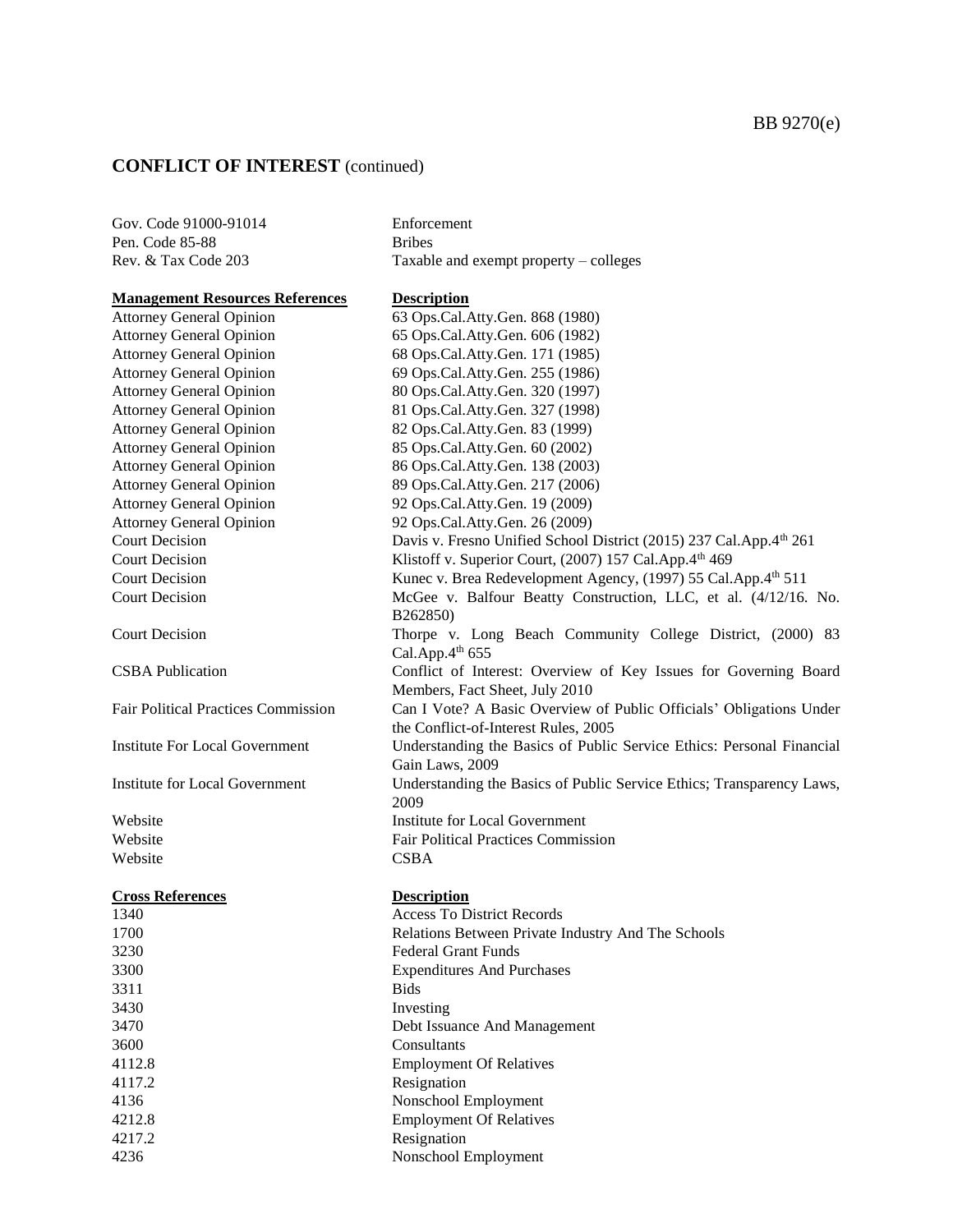## CONFLICT OF INTEREST (continued)

| | |
|---|---|
| Gov. Code 91000-91014 | Enforcement |
| Pen. Code 85-88 | Bribes |
| Rev. & Tax Code 203 | Taxable and exempt property – colleges |

| **Management Resources References** | **Description** |
|---|---|
| Attorney General Opinion | 63 Ops.Cal.Atty.Gen. 868 (1980) |
| Attorney General Opinion | 65 Ops.Cal.Atty.Gen. 606 (1982) |
| Attorney General Opinion | 68 Ops.Cal.Atty.Gen. 171 (1985) |
| Attorney General Opinion | 69 Ops.Cal.Atty.Gen. 255 (1986) |
| Attorney General Opinion | 80 Ops.Cal.Atty.Gen. 320 (1997) |
| Attorney General Opinion | 81 Ops.Cal.Atty.Gen. 327 (1998) |
| Attorney General Opinion | 82 Ops.Cal.Atty.Gen. 83 (1999) |
| Attorney General Opinion | 85 Ops.Cal.Atty.Gen. 60 (2002) |
| Attorney General Opinion | 86 Ops.Cal.Atty.Gen. 138 (2003) |
| Attorney General Opinion | 89 Ops.Cal.Atty.Gen. 217 (2006) |
| Attorney General Opinion | 92 Ops.Cal.Atty.Gen. 19 (2009) |
| Attorney General Opinion | 92 Ops.Cal.Atty.Gen. 26 (2009) |
| Court Decision | Davis v. Fresno Unified School District (2015) 237 Cal.App.4th 261 |
| Court Decision | Klistoff v. Superior Court, (2007) 157 Cal.App.4th 469 |
| Court Decision | Kunec v. Brea Redevelopment Agency, (1997) 55 Cal.App.4th 511 |
| Court Decision | McGee v. Balfour Beatty Construction, LLC, et al. (4/12/16. No. B262850) |
| Court Decision | Thorpe v. Long Beach Community College District, (2000) 83 Cal.App.4th 655 |
| CSBA Publication | Conflict of Interest: Overview of Key Issues for Governing Board Members, Fact Sheet, July 2010 |
| Fair Political Practices Commission | Can I Vote? A Basic Overview of Public Officials' Obligations Under the Conflict-of-Interest Rules, 2005 |
| Institute For Local Government | Understanding the Basics of Public Service Ethics: Personal Financial Gain Laws, 2009 |
| Institute for Local Government | Understanding the Basics of Public Service Ethics; Transparency Laws, 2009 |
| Website | Institute for Local Government |
| Website | Fair Political Practices Commission |
| Website | CSBA |

| **Cross References** | **Description** |
|---|---|
| 1340 | Access To District Records |
| 1700 | Relations Between Private Industry And The Schools |
| 3230 | Federal Grant Funds |
| 3300 | Expenditures And Purchases |
| 3311 | Bids |
| 3430 | Investing |
| 3470 | Debt Issuance And Management |
| 3600 | Consultants |
| 4112.8 | Employment Of Relatives |
| 4117.2 | Resignation |
| 4136 | Nonschool Employment |
| 4212.8 | Employment Of Relatives |
| 4217.2 | Resignation |
| 4236 | Nonschool Employment |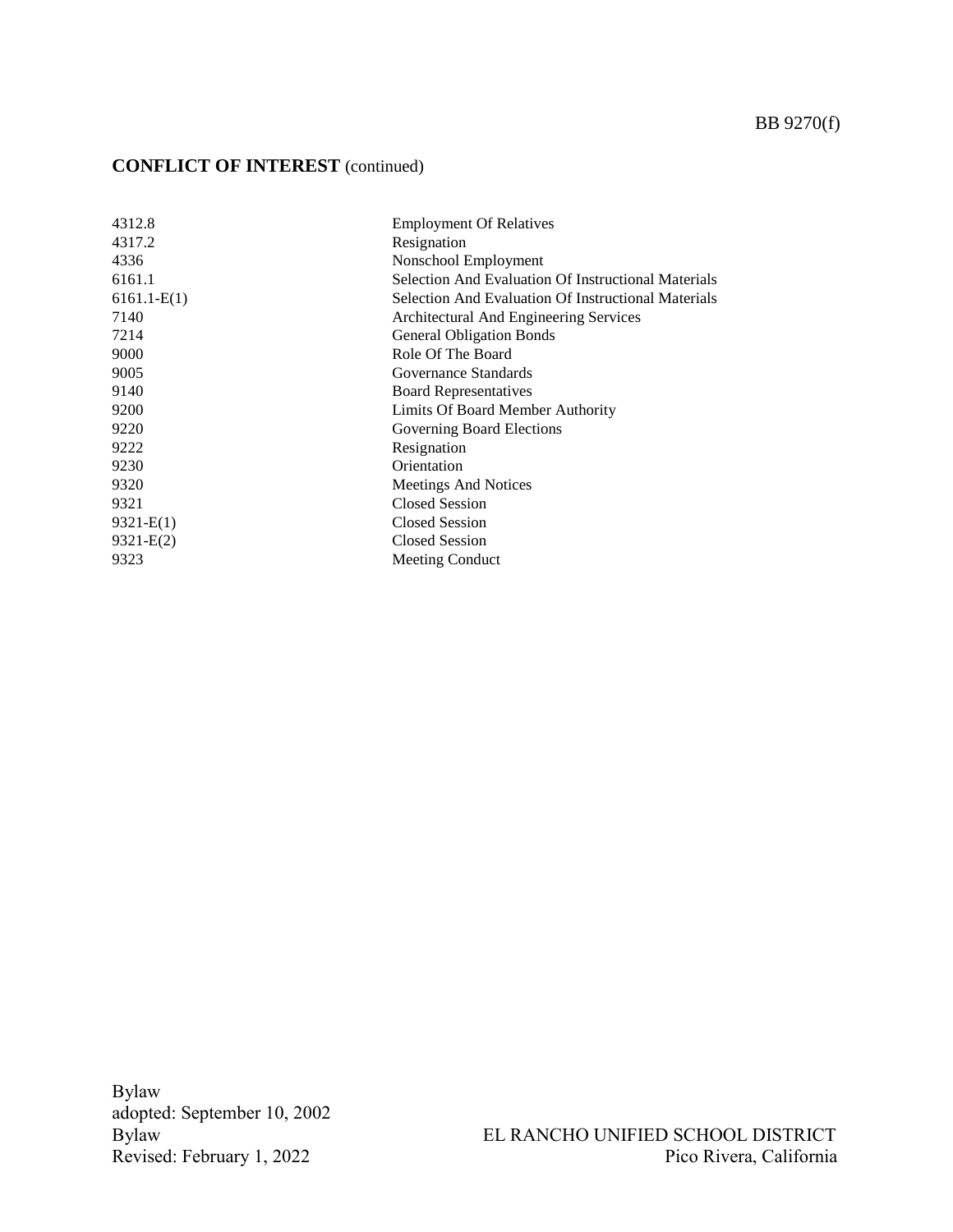**CONFLICT OF INTEREST** (continued)

| | |
|---|---|
| 4312.8 | Employment Of Relatives |
| 4317.2 | Resignation |
| 4336 | Nonschool Employment |
| 6161.1 | Selection And Evaluation Of Instructional Materials |
| 6161.1-E(1) | Selection And Evaluation Of Instructional Materials |
| 7140 | Architectural And Engineering Services |
| 7214 | General Obligation Bonds |
| 9000 | Role Of The Board |
| 9005 | Governance Standards |
| 9140 | Board Representatives |
| 9200 | Limits Of Board Member Authority |
| 9220 | Governing Board Elections |
| 9222 | Resignation |
| 9230 | Orientation |
| 9320 | Meetings And Notices |
| 9321 | Closed Session |
| 9321-E(1) | Closed Session |
| 9321-E(2) | Closed Session |
| 9323 | Meeting Conduct |

Bylaw
adopted: September 10, 2002
Bylaw
Revised: February 1, 2022

EL RANCHO UNIFIED SCHOOL DISTRICT
Pico Rivera, California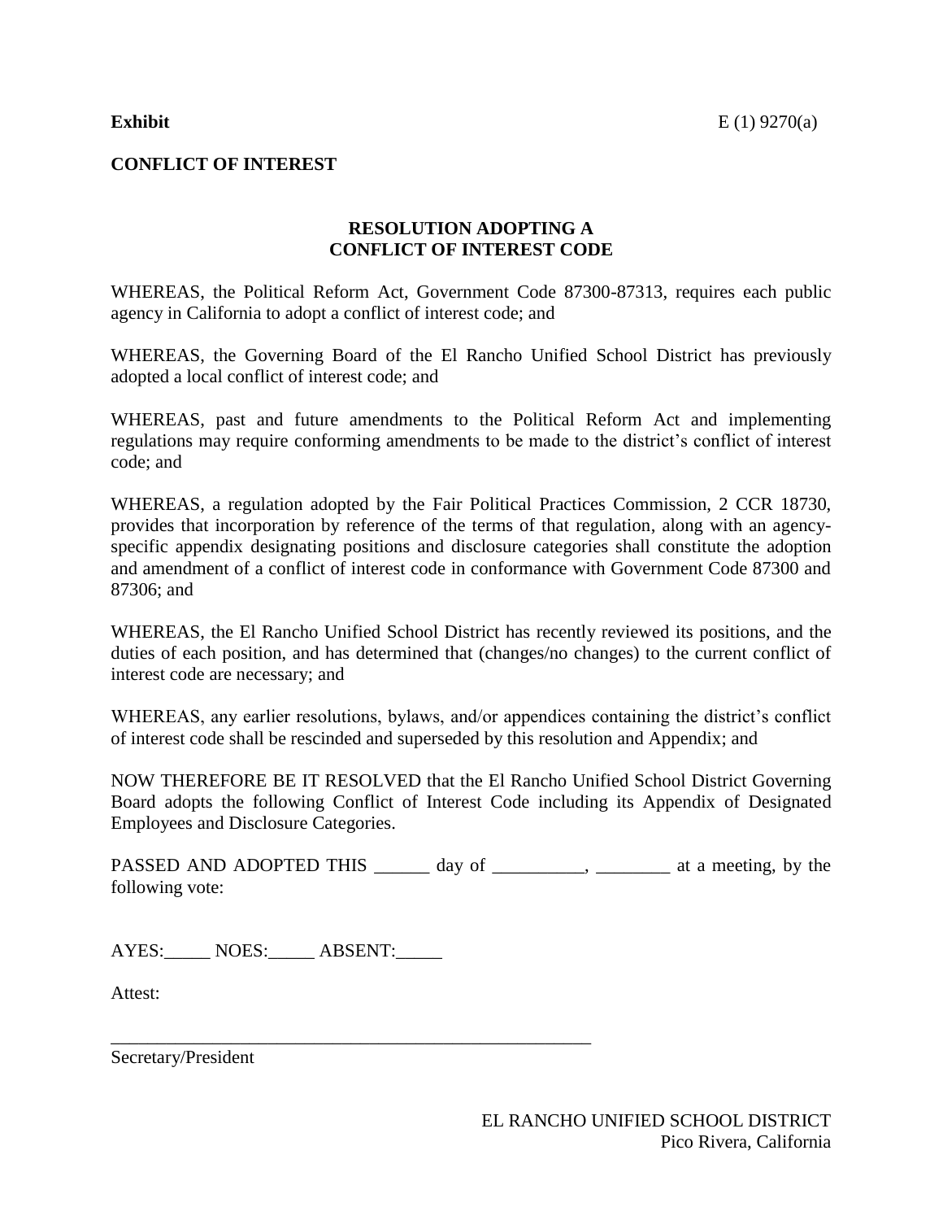**Exhibit** E (1) 9270(a)

**CONFLICT OF INTEREST**

## RESOLUTION ADOPTING A CONFLICT OF INTEREST CODE

WHEREAS, the Political Reform Act, Government Code 87300-87313, requires each public agency in California to adopt a conflict of interest code; and

WHEREAS, the Governing Board of the El Rancho Unified School District has previously adopted a local conflict of interest code; and

WHEREAS, past and future amendments to the Political Reform Act and implementing regulations may require conforming amendments to be made to the district's conflict of interest code; and

WHEREAS, a regulation adopted by the Fair Political Practices Commission, 2 CCR 18730, provides that incorporation by reference of the terms of that regulation, along with an agency-specific appendix designating positions and disclosure categories shall constitute the adoption and amendment of a conflict of interest code in conformance with Government Code 87300 and 87306; and

WHEREAS, the El Rancho Unified School District has recently reviewed its positions, and the duties of each position, and has determined that (changes/no changes) to the current conflict of interest code are necessary; and

WHEREAS, any earlier resolutions, bylaws, and/or appendices containing the district's conflict of interest code shall be rescinded and superseded by this resolution and Appendix; and

NOW THEREFORE BE IT RESOLVED that the El Rancho Unified School District Governing Board adopts the following Conflict of Interest Code including its Appendix of Designated Employees and Disclosure Categories.

PASSED AND ADOPTED THIS ______ day of __________, ________ at a meeting, by the following vote:

AYES:_____ NOES:_____ ABSENT:_____

Attest:

_______________________________________________________

Secretary/President

EL RANCHO UNIFIED SCHOOL DISTRICT
Pico Rivera, California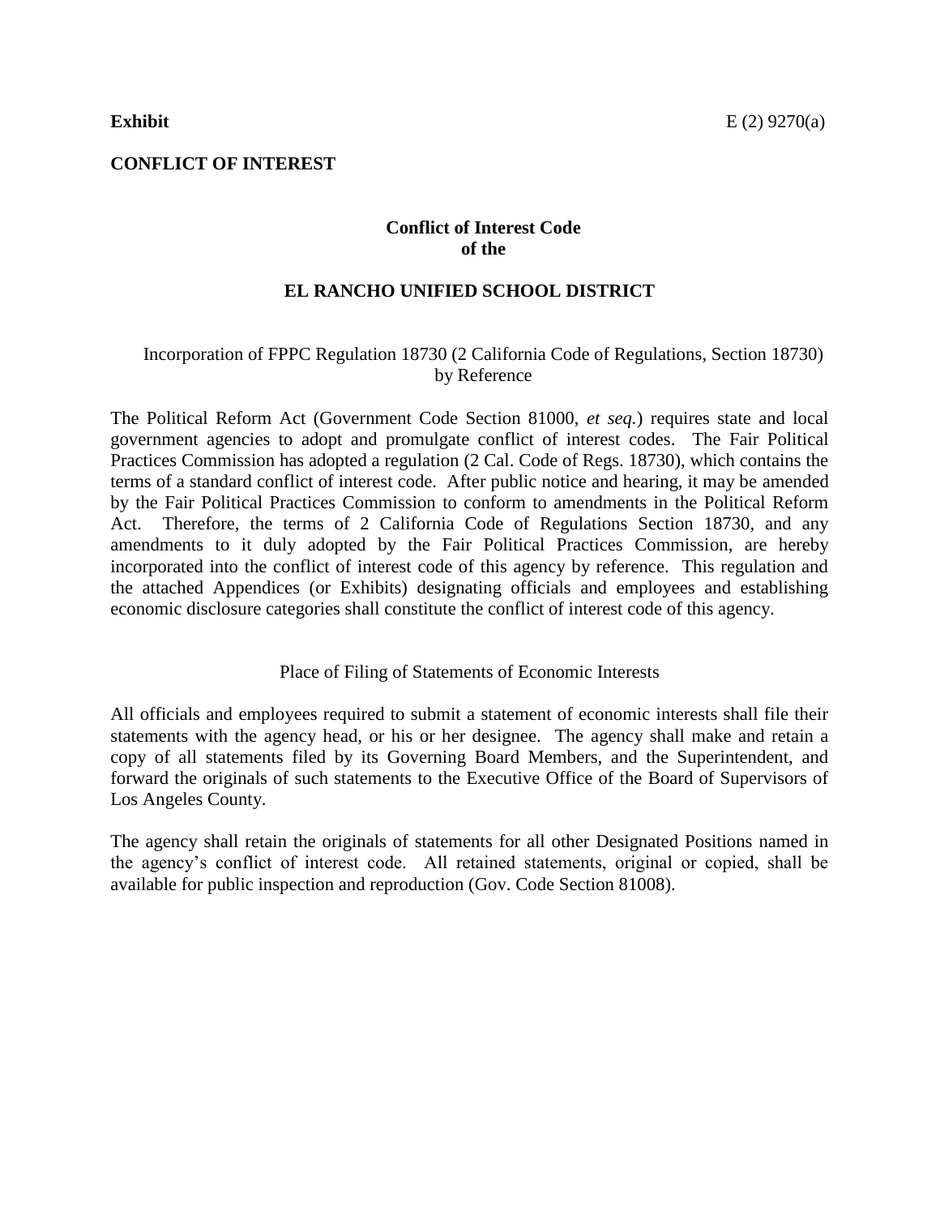**Exhibit** E (2) 9270(a)

**CONFLICT OF INTEREST**

## Conflict of Interest Code of the

## EL RANCHO UNIFIED SCHOOL DISTRICT

Incorporation of FPPC Regulation 18730 (2 California Code of Regulations, Section 18730) by Reference

The Political Reform Act (Government Code Section 81000, *et seq.*) requires state and local government agencies to adopt and promulgate conflict of interest codes. The Fair Political Practices Commission has adopted a regulation (2 Cal. Code of Regs. 18730), which contains the terms of a standard conflict of interest code. After public notice and hearing, it may be amended by the Fair Political Practices Commission to conform to amendments in the Political Reform Act. Therefore, the terms of 2 California Code of Regulations Section 18730, and any amendments to it duly adopted by the Fair Political Practices Commission, are hereby incorporated into the conflict of interest code of this agency by reference. This regulation and the attached Appendices (or Exhibits) designating officials and employees and establishing economic disclosure categories shall constitute the conflict of interest code of this agency.

Place of Filing of Statements of Economic Interests

All officials and employees required to submit a statement of economic interests shall file their statements with the agency head, or his or her designee. The agency shall make and retain a copy of all statements filed by its Governing Board Members, and the Superintendent, and forward the originals of such statements to the Executive Office of the Board of Supervisors of Los Angeles County.

The agency shall retain the originals of statements for all other Designated Positions named in the agency's conflict of interest code. All retained statements, original or copied, shall be available for public inspection and reproduction (Gov. Code Section 81008).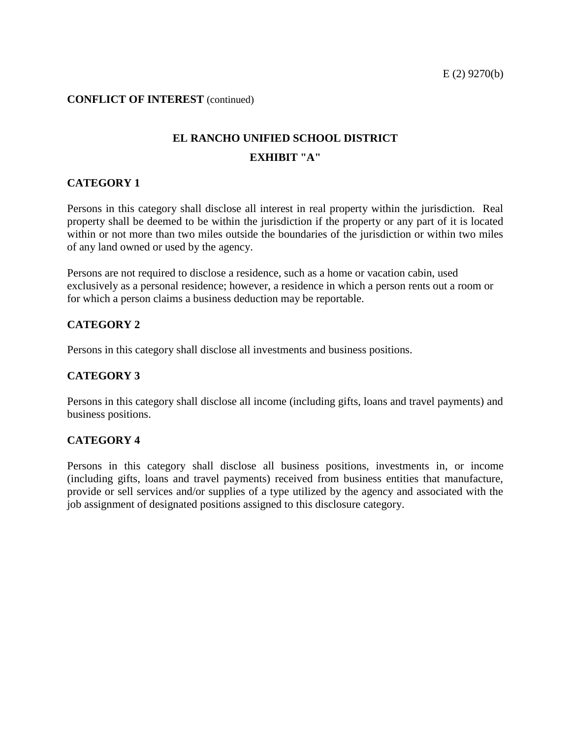**CONFLICT OF INTEREST** (continued)

## EL RANCHO UNIFIED SCHOOL DISTRICT

## EXHIBIT "A"

### CATEGORY 1

Persons in this category shall disclose all interest in real property within the jurisdiction. Real property shall be deemed to be within the jurisdiction if the property or any part of it is located within or not more than two miles outside the boundaries of the jurisdiction or within two miles of any land owned or used by the agency.

Persons are not required to disclose a residence, such as a home or vacation cabin, used exclusively as a personal residence; however, a residence in which a person rents out a room or for which a person claims a business deduction may be reportable.

### CATEGORY 2

Persons in this category shall disclose all investments and business positions.

### CATEGORY 3

Persons in this category shall disclose all income (including gifts, loans and travel payments) and business positions.

### CATEGORY 4

Persons in this category shall disclose all business positions, investments in, or income (including gifts, loans and travel payments) received from business entities that manufacture, provide or sell services and/or supplies of a type utilized by the agency and associated with the job assignment of designated positions assigned to this disclosure category.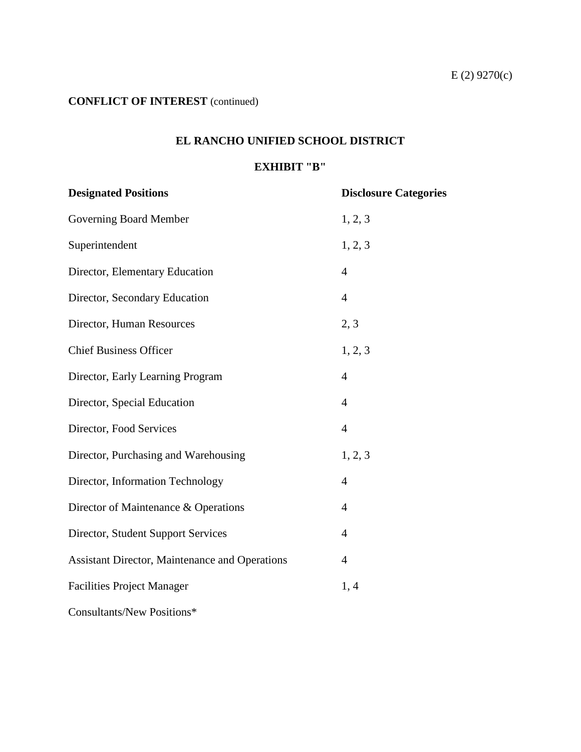E (2) 9270(c)

**CONFLICT OF INTEREST** (continued)

## EL RANCHO UNIFIED SCHOOL DISTRICT

## EXHIBIT "B"

| **Designated Positions** | **Disclosure Categories** |
|---|---|
| Governing Board Member | 1, 2, 3 |
| Superintendent | 1, 2, 3 |
| Director, Elementary Education | 4 |
| Director, Secondary Education | 4 |
| Director, Human Resources | 2, 3 |
| Chief Business Officer | 1, 2, 3 |
| Director, Early Learning Program | 4 |
| Director, Special Education | 4 |
| Director, Food Services | 4 |
| Director, Purchasing and Warehousing | 1, 2, 3 |
| Director, Information Technology | 4 |
| Director of Maintenance & Operations | 4 |
| Director, Student Support Services | 4 |
| Assistant Director, Maintenance and Operations | 4 |
| Facilities Project Manager | 1, 4 |
| Consultants/New Positions* | |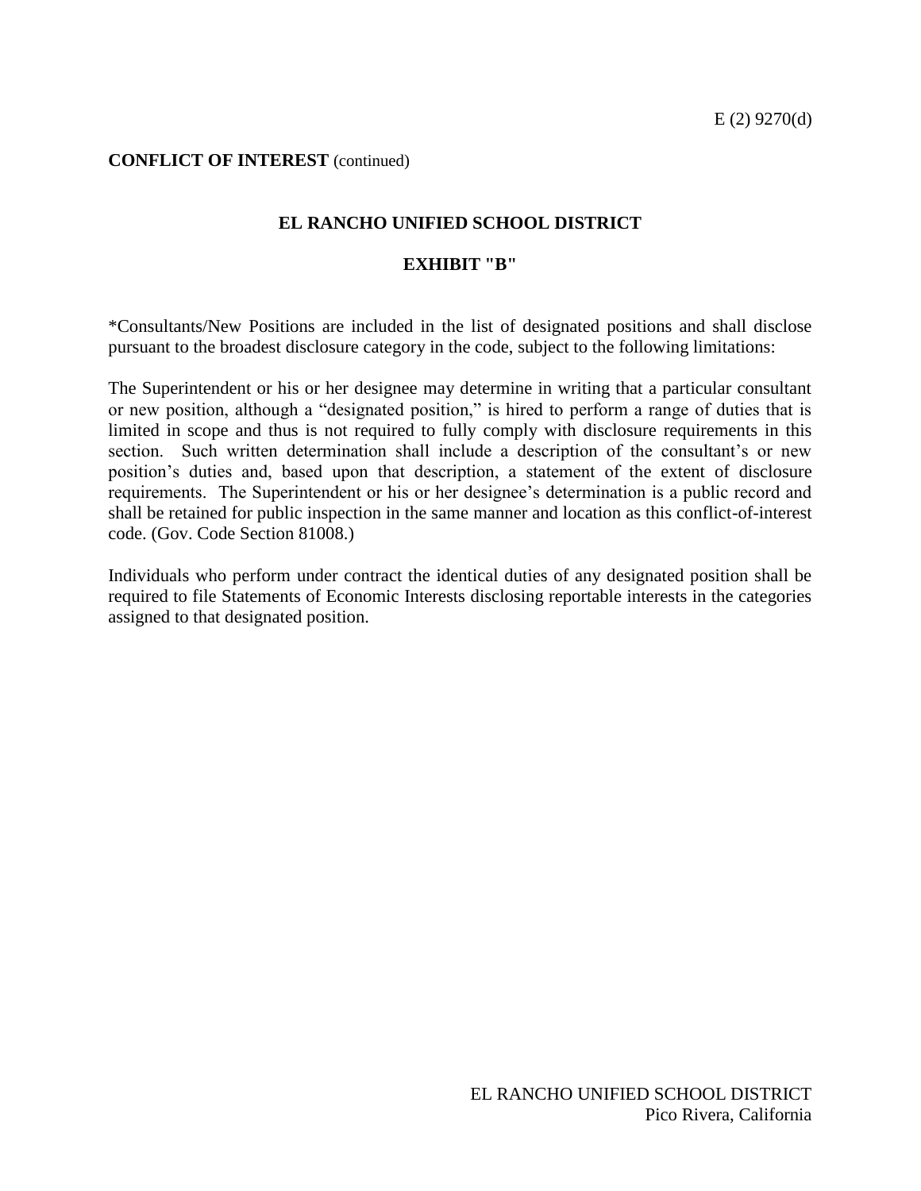**CONFLICT OF INTEREST** (continued)

## EL RANCHO UNIFIED SCHOOL DISTRICT

## EXHIBIT "B"

*Consultants/New Positions are included in the list of designated positions and shall disclose pursuant to the broadest disclosure category in the code, subject to the following limitations:

The Superintendent or his or her designee may determine in writing that a particular consultant or new position, although a "designated position," is hired to perform a range of duties that is limited in scope and thus is not required to fully comply with disclosure requirements in this section. Such written determination shall include a description of the consultant's or new position's duties and, based upon that description, a statement of the extent of disclosure requirements. The Superintendent or his or her designee's determination is a public record and shall be retained for public inspection in the same manner and location as this conflict-of-interest code. (Gov. Code Section 81008.)

Individuals who perform under contract the identical duties of any designated position shall be required to file Statements of Economic Interests disclosing reportable interests in the categories assigned to that designated position.